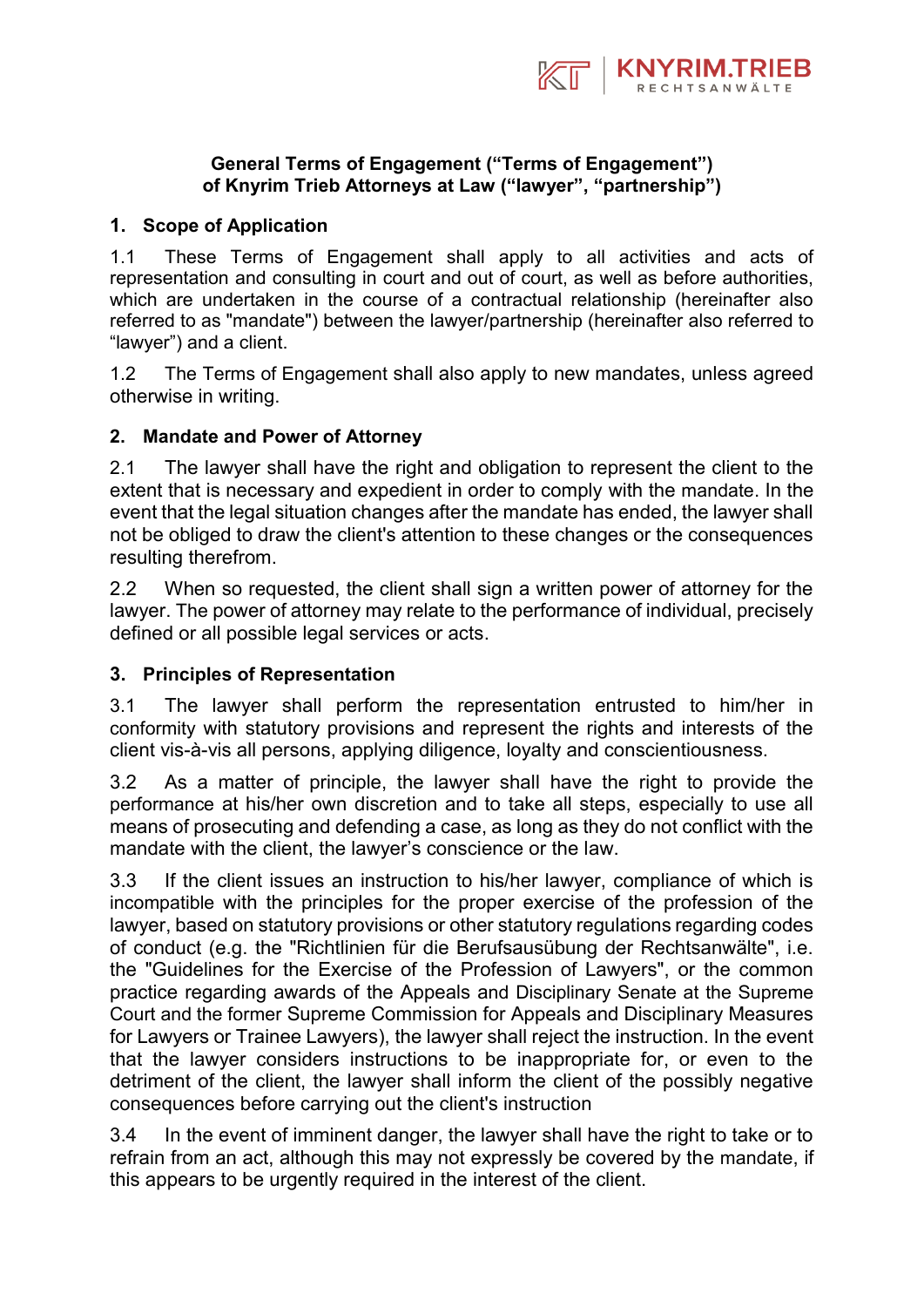**General Terms of Engagement ("Terms of Engagement")**
**of Knyrim Trieb Attorneys at Law ("lawyer", "partnership")**

## 1. Scope of Application

1.1 These Terms of Engagement shall apply to all activities and acts of representation and consulting in court and out of court, as well as before authorities, which are undertaken in the course of a contractual relationship (hereinafter also referred to as "mandate") between the lawyer/partnership (hereinafter also referred to "lawyer") and a client.

1.2 The Terms of Engagement shall also apply to new mandates, unless agreed otherwise in writing.

## 2. Mandate and Power of Attorney

2.1 The lawyer shall have the right and obligation to represent the client to the extent that is necessary and expedient in order to comply with the mandate. In the event that the legal situation changes after the mandate has ended, the lawyer shall not be obliged to draw the client's attention to these changes or the consequences resulting therefrom.

2.2 When so requested, the client shall sign a written power of attorney for the lawyer. The power of attorney may relate to the performance of individual, precisely defined or all possible legal services or acts.

## 3. Principles of Representation

3.1 The lawyer shall perform the representation entrusted to him/her in conformity with statutory provisions and represent the rights and interests of the client vis-à-vis all persons, applying diligence, loyalty and conscientiousness.

3.2 As a matter of principle, the lawyer shall have the right to provide the performance at his/her own discretion and to take all steps, especially to use all means of prosecuting and defending a case, as long as they do not conflict with the mandate with the client, the lawyer's conscience or the law.

3.3 If the client issues an instruction to his/her lawyer, compliance of which is incompatible with the principles for the proper exercise of the profession of the lawyer, based on statutory provisions or other statutory regulations regarding codes of conduct (e.g. the "Richtlinien für die Berufsausübung der Rechtsanwälte", i.e. the "Guidelines for the Exercise of the Profession of Lawyers", or the common practice regarding awards of the Appeals and Disciplinary Senate at the Supreme Court and the former Supreme Commission for Appeals and Disciplinary Measures for Lawyers or Trainee Lawyers), the lawyer shall reject the instruction. In the event that the lawyer considers instructions to be inappropriate for, or even to the detriment of the client, the lawyer shall inform the client of the possibly negative consequences before carrying out the client's instruction

3.4 In the event of imminent danger, the lawyer shall have the right to take or to refrain from an act, although this may not expressly be covered by the mandate, if this appears to be urgently required in the interest of the client.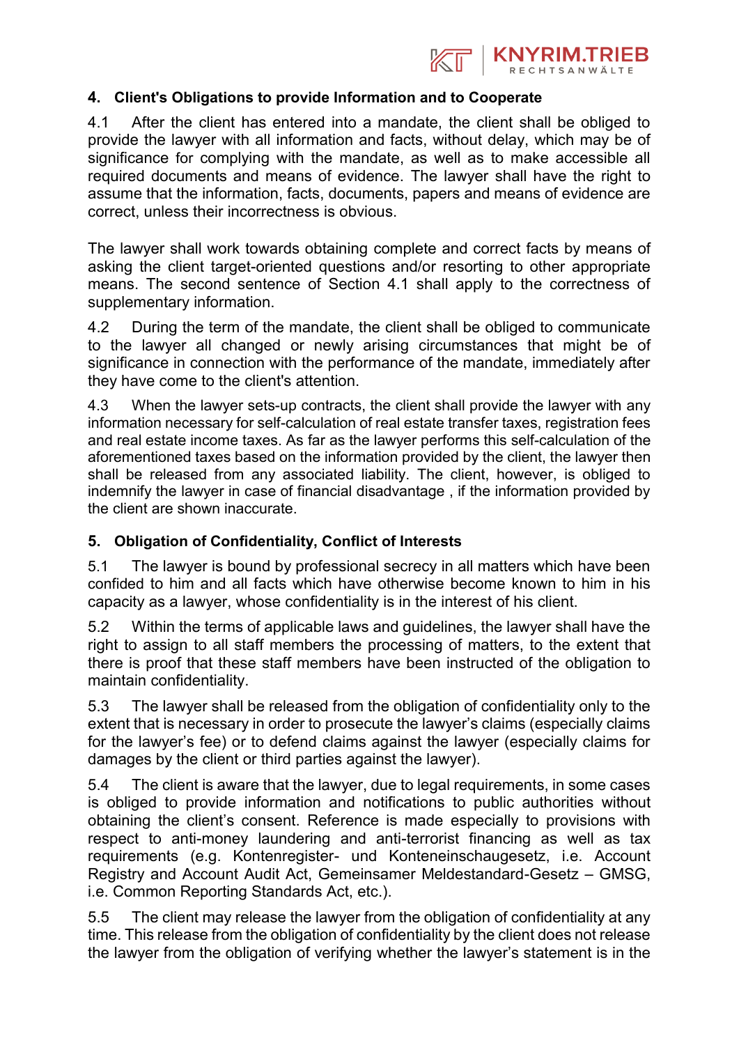## 4. Client's Obligations to provide Information and to Cooperate

4.1 After the client has entered into a mandate, the client shall be obliged to provide the lawyer with all information and facts, without delay, which may be of significance for complying with the mandate, as well as to make accessible all required documents and means of evidence. The lawyer shall have the right to assume that the information, facts, documents, papers and means of evidence are correct, unless their incorrectness is obvious.

The lawyer shall work towards obtaining complete and correct facts by means of asking the client target-oriented questions and/or resorting to other appropriate means. The second sentence of Section 4.1 shall apply to the correctness of supplementary information.

4.2 During the term of the mandate, the client shall be obliged to communicate to the lawyer all changed or newly arising circumstances that might be of significance in connection with the performance of the mandate, immediately after they have come to the client's attention.

4.3 When the lawyer sets-up contracts, the client shall provide the lawyer with any information necessary for self-calculation of real estate transfer taxes, registration fees and real estate income taxes. As far as the lawyer performs this self-calculation of the aforementioned taxes based on the information provided by the client, the lawyer then shall be released from any associated liability. The client, however, is obliged to indemnify the lawyer in case of financial disadvantage , if the information provided by the client are shown inaccurate.

## 5. Obligation of Confidentiality, Conflict of Interests

5.1 The lawyer is bound by professional secrecy in all matters which have been confided to him and all facts which have otherwise become known to him in his capacity as a lawyer, whose confidentiality is in the interest of his client.

5.2 Within the terms of applicable laws and guidelines, the lawyer shall have the right to assign to all staff members the processing of matters, to the extent that there is proof that these staff members have been instructed of the obligation to maintain confidentiality.

5.3 The lawyer shall be released from the obligation of confidentiality only to the extent that is necessary in order to prosecute the lawyer's claims (especially claims for the lawyer's fee) or to defend claims against the lawyer (especially claims for damages by the client or third parties against the lawyer).

5.4 The client is aware that the lawyer, due to legal requirements, in some cases is obliged to provide information and notifications to public authorities without obtaining the client's consent. Reference is made especially to provisions with respect to anti-money laundering and anti-terrorist financing as well as tax requirements (e.g. Kontenregister- und Konteneinschaugesetz, i.e. Account Registry and Account Audit Act, Gemeinsamer Meldestandard-Gesetz – GMSG, i.e. Common Reporting Standards Act, etc.).

5.5 The client may release the lawyer from the obligation of confidentiality at any time. This release from the obligation of confidentiality by the client does not release the lawyer from the obligation of verifying whether the lawyer's statement is in the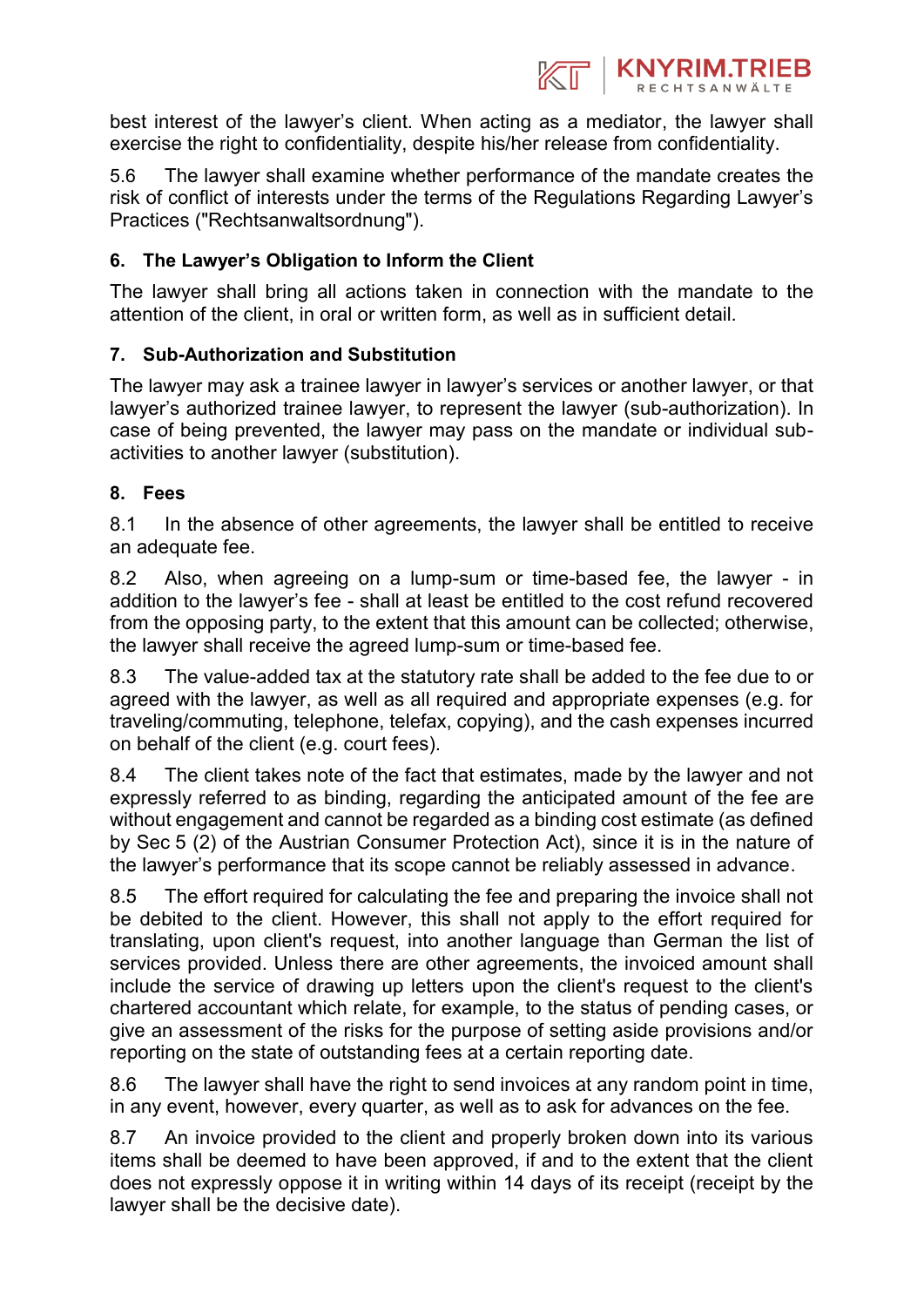best interest of the lawyer's client. When acting as a mediator, the lawyer shall exercise the right to confidentiality, despite his/her release from confidentiality.

5.6 The lawyer shall examine whether performance of the mandate creates the risk of conflict of interests under the terms of the Regulations Regarding Lawyer's Practices ("Rechtsanwaltsordnung").

## 6. The Lawyer's Obligation to Inform the Client

The lawyer shall bring all actions taken in connection with the mandate to the attention of the client, in oral or written form, as well as in sufficient detail.

## 7. Sub-Authorization and Substitution

The lawyer may ask a trainee lawyer in lawyer's services or another lawyer, or that lawyer's authorized trainee lawyer, to represent the lawyer (sub-authorization). In case of being prevented, the lawyer may pass on the mandate or individual sub-activities to another lawyer (substitution).

## 8. Fees

8.1 In the absence of other agreements, the lawyer shall be entitled to receive an adequate fee.

8.2 Also, when agreeing on a lump-sum or time-based fee, the lawyer - in addition to the lawyer's fee - shall at least be entitled to the cost refund recovered from the opposing party, to the extent that this amount can be collected; otherwise, the lawyer shall receive the agreed lump-sum or time-based fee.

8.3 The value-added tax at the statutory rate shall be added to the fee due to or agreed with the lawyer, as well as all required and appropriate expenses (e.g. for traveling/commuting, telephone, telefax, copying), and the cash expenses incurred on behalf of the client (e.g. court fees).

8.4 The client takes note of the fact that estimates, made by the lawyer and not expressly referred to as binding, regarding the anticipated amount of the fee are without engagement and cannot be regarded as a binding cost estimate (as defined by Sec 5 (2) of the Austrian Consumer Protection Act), since it is in the nature of the lawyer's performance that its scope cannot be reliably assessed in advance.

8.5 The effort required for calculating the fee and preparing the invoice shall not be debited to the client. However, this shall not apply to the effort required for translating, upon client's request, into another language than German the list of services provided. Unless there are other agreements, the invoiced amount shall include the service of drawing up letters upon the client's request to the client's chartered accountant which relate, for example, to the status of pending cases, or give an assessment of the risks for the purpose of setting aside provisions and/or reporting on the state of outstanding fees at a certain reporting date.

8.6 The lawyer shall have the right to send invoices at any random point in time, in any event, however, every quarter, as well as to ask for advances on the fee.

8.7 An invoice provided to the client and properly broken down into its various items shall be deemed to have been approved, if and to the extent that the client does not expressly oppose it in writing within 14 days of its receipt (receipt by the lawyer shall be the decisive date).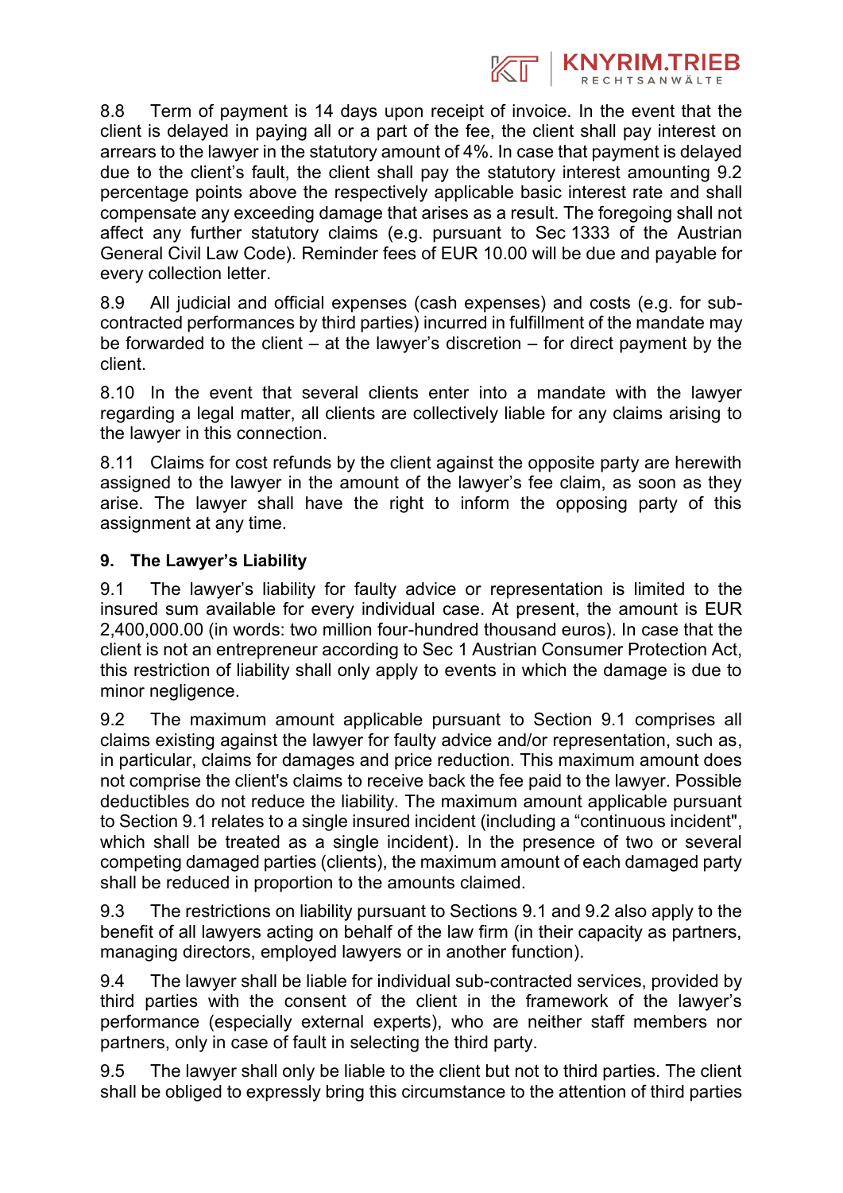8.8 Term of payment is 14 days upon receipt of invoice. In the event that the client is delayed in paying all or a part of the fee, the client shall pay interest on arrears to the lawyer in the statutory amount of 4%. In case that payment is delayed due to the client's fault, the client shall pay the statutory interest amounting 9.2 percentage points above the respectively applicable basic interest rate and shall compensate any exceeding damage that arises as a result. The foregoing shall not affect any further statutory claims (e.g. pursuant to Sec 1333 of the Austrian General Civil Law Code). Reminder fees of EUR 10.00 will be due and payable for every collection letter.

8.9 All judicial and official expenses (cash expenses) and costs (e.g. for sub-contracted performances by third parties) incurred in fulfillment of the mandate may be forwarded to the client – at the lawyer's discretion – for direct payment by the client.

8.10 In the event that several clients enter into a mandate with the lawyer regarding a legal matter, all clients are collectively liable for any claims arising to the lawyer in this connection.

8.11 Claims for cost refunds by the client against the opposite party are herewith assigned to the lawyer in the amount of the lawyer's fee claim, as soon as they arise. The lawyer shall have the right to inform the opposing party of this assignment at any time.

## 9. The Lawyer's Liability

9.1 The lawyer's liability for faulty advice or representation is limited to the insured sum available for every individual case. At present, the amount is EUR 2,400,000.00 (in words: two million four-hundred thousand euros). In case that the client is not an entrepreneur according to Sec 1 Austrian Consumer Protection Act, this restriction of liability shall only apply to events in which the damage is due to minor negligence.

9.2 The maximum amount applicable pursuant to Section 9.1 comprises all claims existing against the lawyer for faulty advice and/or representation, such as, in particular, claims for damages and price reduction. This maximum amount does not comprise the client's claims to receive back the fee paid to the lawyer. Possible deductibles do not reduce the liability. The maximum amount applicable pursuant to Section 9.1 relates to a single insured incident (including a "continuous incident", which shall be treated as a single incident). In the presence of two or several competing damaged parties (clients), the maximum amount of each damaged party shall be reduced in proportion to the amounts claimed.

9.3 The restrictions on liability pursuant to Sections 9.1 and 9.2 also apply to the benefit of all lawyers acting on behalf of the law firm (in their capacity as partners, managing directors, employed lawyers or in another function).

9.4 The lawyer shall be liable for individual sub-contracted services, provided by third parties with the consent of the client in the framework of the lawyer's performance (especially external experts), who are neither staff members nor partners, only in case of fault in selecting the third party.

9.5 The lawyer shall only be liable to the client but not to third parties. The client shall be obliged to expressly bring this circumstance to the attention of third parties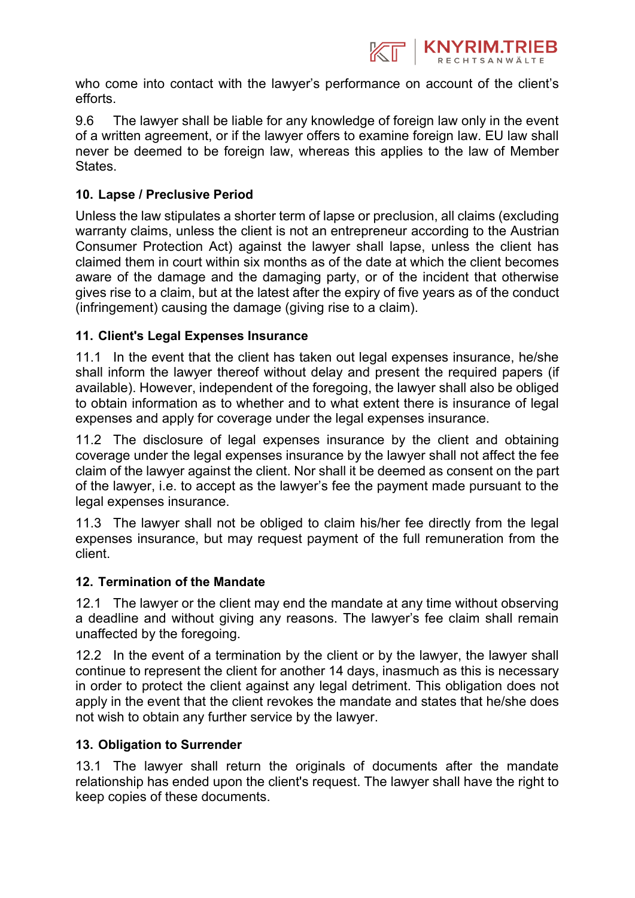who come into contact with the lawyer's performance on account of the client's efforts.

9.6 The lawyer shall be liable for any knowledge of foreign law only in the event of a written agreement, or if the lawyer offers to examine foreign law. EU law shall never be deemed to be foreign law, whereas this applies to the law of Member States.

## 10. Lapse / Preclusive Period

Unless the law stipulates a shorter term of lapse or preclusion, all claims (excluding warranty claims, unless the client is not an entrepreneur according to the Austrian Consumer Protection Act) against the lawyer shall lapse, unless the client has claimed them in court within six months as of the date at which the client becomes aware of the damage and the damaging party, or of the incident that otherwise gives rise to a claim, but at the latest after the expiry of five years as of the conduct (infringement) causing the damage (giving rise to a claim).

## 11. Client's Legal Expenses Insurance

11.1 In the event that the client has taken out legal expenses insurance, he/she shall inform the lawyer thereof without delay and present the required papers (if available). However, independent of the foregoing, the lawyer shall also be obliged to obtain information as to whether and to what extent there is insurance of legal expenses and apply for coverage under the legal expenses insurance.

11.2 The disclosure of legal expenses insurance by the client and obtaining coverage under the legal expenses insurance by the lawyer shall not affect the fee claim of the lawyer against the client. Nor shall it be deemed as consent on the part of the lawyer, i.e. to accept as the lawyer's fee the payment made pursuant to the legal expenses insurance.

11.3 The lawyer shall not be obliged to claim his/her fee directly from the legal expenses insurance, but may request payment of the full remuneration from the client.

## 12. Termination of the Mandate

12.1 The lawyer or the client may end the mandate at any time without observing a deadline and without giving any reasons. The lawyer's fee claim shall remain unaffected by the foregoing.

12.2 In the event of a termination by the client or by the lawyer, the lawyer shall continue to represent the client for another 14 days, inasmuch as this is necessary in order to protect the client against any legal detriment. This obligation does not apply in the event that the client revokes the mandate and states that he/she does not wish to obtain any further service by the lawyer.

## 13. Obligation to Surrender

13.1 The lawyer shall return the originals of documents after the mandate relationship has ended upon the client's request. The lawyer shall have the right to keep copies of these documents.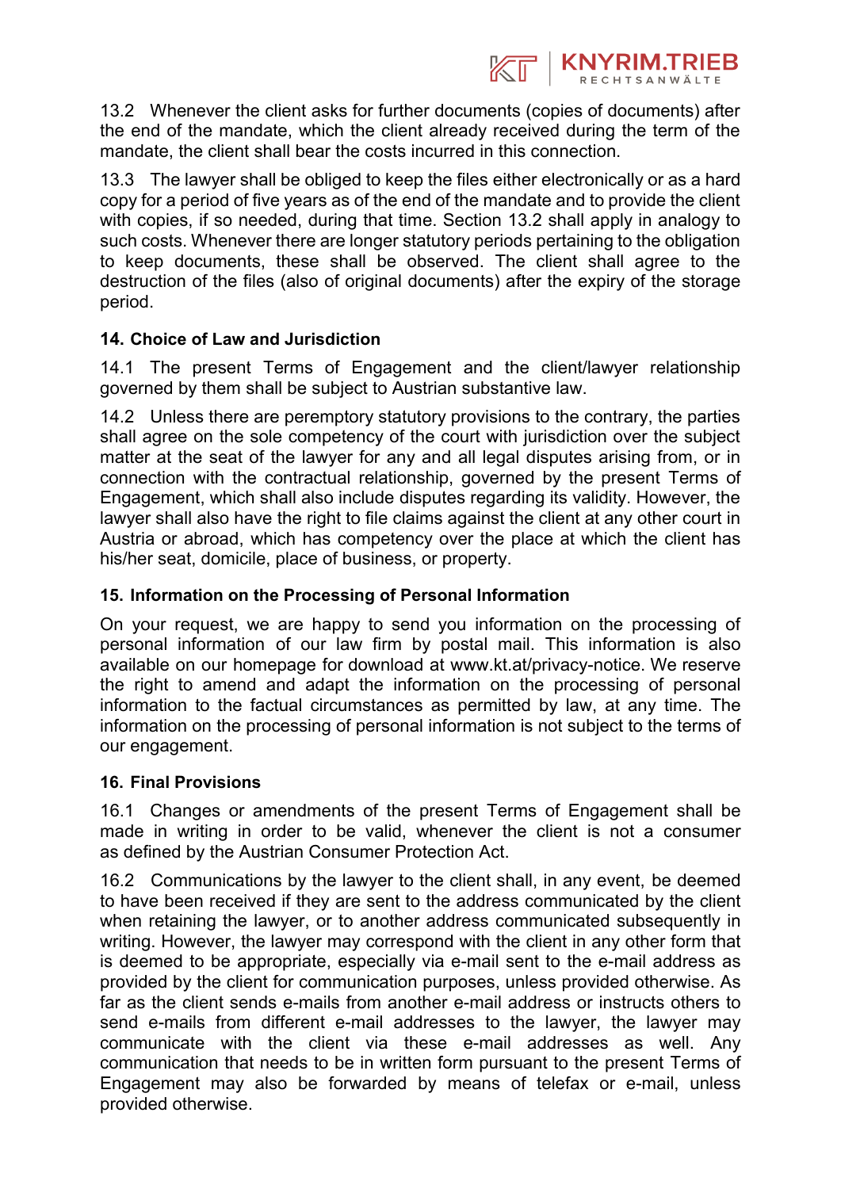13.2 Whenever the client asks for further documents (copies of documents) after the end of the mandate, which the client already received during the term of the mandate, the client shall bear the costs incurred in this connection.

13.3 The lawyer shall be obliged to keep the files either electronically or as a hard copy for a period of five years as of the end of the mandate and to provide the client with copies, if so needed, during that time. Section 13.2 shall apply in analogy to such costs. Whenever there are longer statutory periods pertaining to the obligation to keep documents, these shall be observed. The client shall agree to the destruction of the files (also of original documents) after the expiry of the storage period.

**14. Choice of Law and Jurisdiction**

14.1 The present Terms of Engagement and the client/lawyer relationship governed by them shall be subject to Austrian substantive law.

14.2 Unless there are peremptory statutory provisions to the contrary, the parties shall agree on the sole competency of the court with jurisdiction over the subject matter at the seat of the lawyer for any and all legal disputes arising from, or in connection with the contractual relationship, governed by the present Terms of Engagement, which shall also include disputes regarding its validity. However, the lawyer shall also have the right to file claims against the client at any other court in Austria or abroad, which has competency over the place at which the client has his/her seat, domicile, place of business, or property.

**15. Information on the Processing of Personal Information**

On your request, we are happy to send you information on the processing of personal information of our law firm by postal mail. This information is also available on our homepage for download at www.kt.at/privacy-notice. We reserve the right to amend and adapt the information on the processing of personal information to the factual circumstances as permitted by law, at any time. The information on the processing of personal information is not subject to the terms of our engagement.

**16. Final Provisions**

16.1 Changes or amendments of the present Terms of Engagement shall be made in writing in order to be valid, whenever the client is not a consumer as defined by the Austrian Consumer Protection Act.

16.2 Communications by the lawyer to the client shall, in any event, be deemed to have been received if they are sent to the address communicated by the client when retaining the lawyer, or to another address communicated subsequently in writing. However, the lawyer may correspond with the client in any other form that is deemed to be appropriate, especially via e-mail sent to the e-mail address as provided by the client for communication purposes, unless provided otherwise. As far as the client sends e-mails from another e-mail address or instructs others to send e-mails from different e-mail addresses to the lawyer, the lawyer may communicate with the client via these e-mail addresses as well. Any communication that needs to be in written form pursuant to the present Terms of Engagement may also be forwarded by means of telefax or e-mail, unless provided otherwise.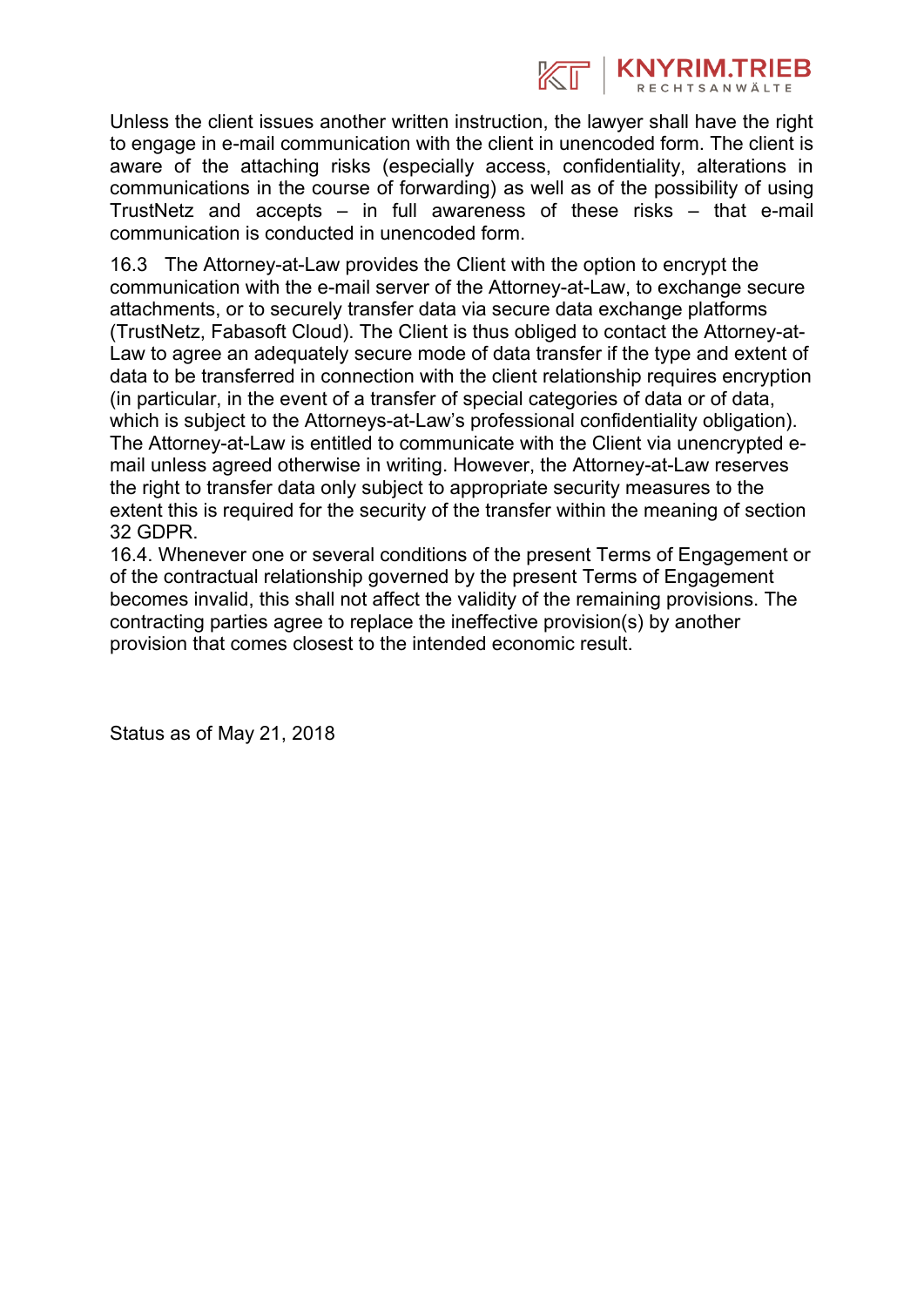Unless the client issues another written instruction, the lawyer shall have the right to engage in e-mail communication with the client in unencoded form. The client is aware of the attaching risks (especially access, confidentiality, alterations in communications in the course of forwarding) as well as of the possibility of using TrustNetz and accepts – in full awareness of these risks – that e-mail communication is conducted in unencoded form.

16.3 The Attorney-at-Law provides the Client with the option to encrypt the communication with the e-mail server of the Attorney-at-Law, to exchange secure attachments, or to securely transfer data via secure data exchange platforms (TrustNetz, Fabasoft Cloud). The Client is thus obliged to contact the Attorney-at-Law to agree an adequately secure mode of data transfer if the type and extent of data to be transferred in connection with the client relationship requires encryption (in particular, in the event of a transfer of special categories of data or of data, which is subject to the Attorneys-at-Law's professional confidentiality obligation). The Attorney-at-Law is entitled to communicate with the Client via unencrypted e-mail unless agreed otherwise in writing. However, the Attorney-at-Law reserves the right to transfer data only subject to appropriate security measures to the extent this is required for the security of the transfer within the meaning of section 32 GDPR.

16.4. Whenever one or several conditions of the present Terms of Engagement or of the contractual relationship governed by the present Terms of Engagement becomes invalid, this shall not affect the validity of the remaining provisions. The contracting parties agree to replace the ineffective provision(s) by another provision that comes closest to the intended economic result.

Status as of May 21, 2018